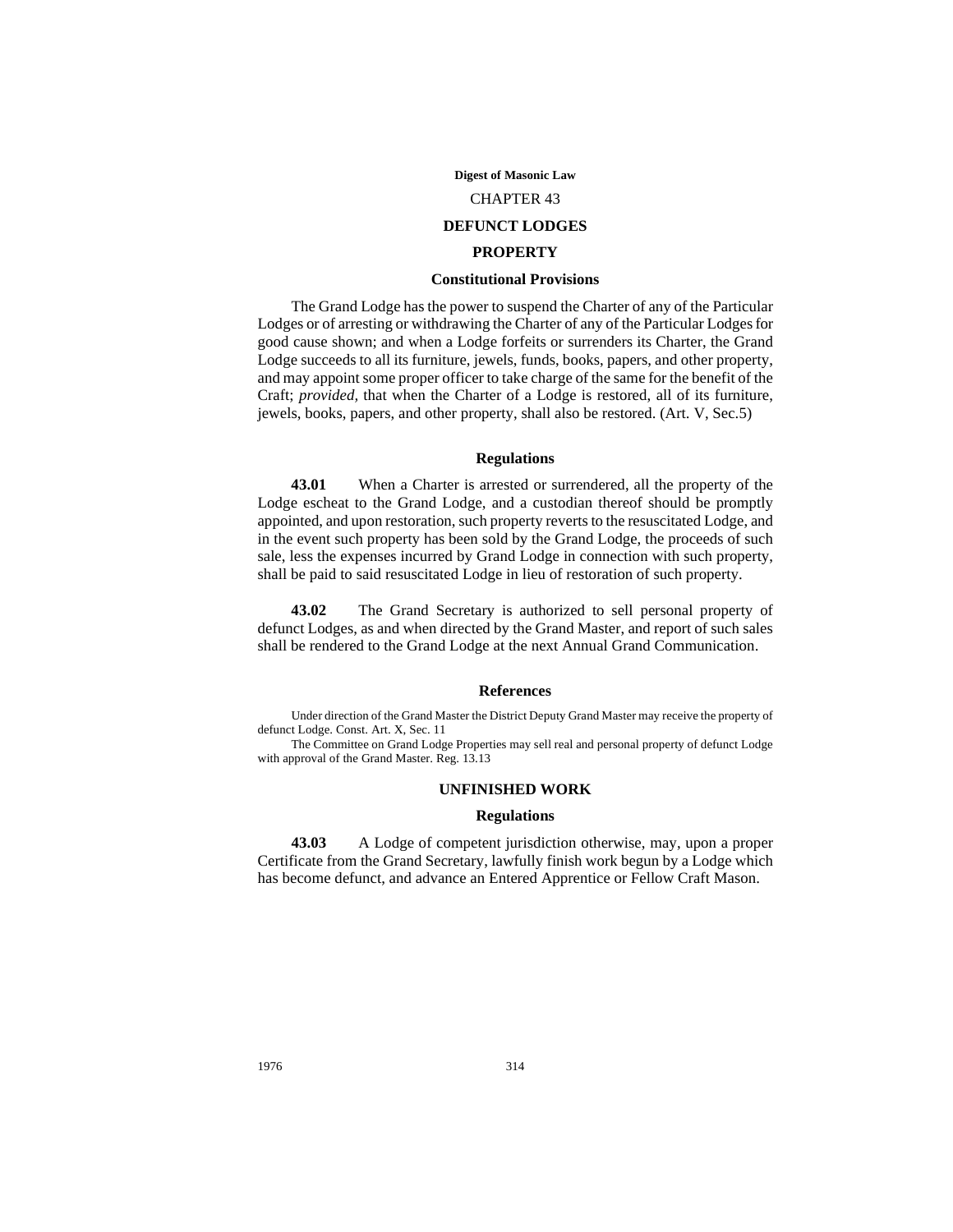# CHAPTER 43

# DEFUNCT LODGES

## PROPERTY

### Constitutional Provisions

The Grand Lodge has the power to suspend the Charter of any of the Particular Lodges or of arresting or withdrawing the Charter of any of the Particular Lodges for good cause shown; and when a Lodge forfeits or surrenders its Charter, the Grand Lodge succeeds to all its furniture, jewels, funds, books, papers, and other property, and may appoint some proper officer to take charge of the same for the benefit of the Craft; *provided*, that when the Charter of a Lodge is restored, all of its furniture, jewels, books, papers, and other property, shall also be restored. (Art. V, Sec.5)

### Regulations

**43.01** When a Charter is arrested or surrendered, all the property of the Lodge escheat to the Grand Lodge, and a custodian thereof should be promptly appointed, and upon restoration, such property reverts to the resuscitated Lodge, and in the event such property has been sold by the Grand Lodge, the proceeds of such sale, less the expenses incurred by Grand Lodge in connection with such property, shall be paid to said resuscitated Lodge in lieu of restoration of such property.

**43.02** The Grand Secretary is authorized to sell personal property of defunct Lodges, as and when directed by the Grand Master, and report of such sales shall be rendered to the Grand Lodge at the next Annual Grand Communication.

### References

Under direction of the Grand Master the District Deputy Grand Master may receive the property of defunct Lodge. Const. Art. X, Sec. 11

The Committee on Grand Lodge Properties may sell real and personal property of defunct Lodge with approval of the Grand Master. Reg. 13.13

## UNFINISHED WORK

### Regulations

**43.03** A Lodge of competent jurisdiction otherwise, may, upon a proper Certificate from the Grand Secretary, lawfully finish work begun by a Lodge which has become defunct, and advance an Entered Apprentice or Fellow Craft Mason.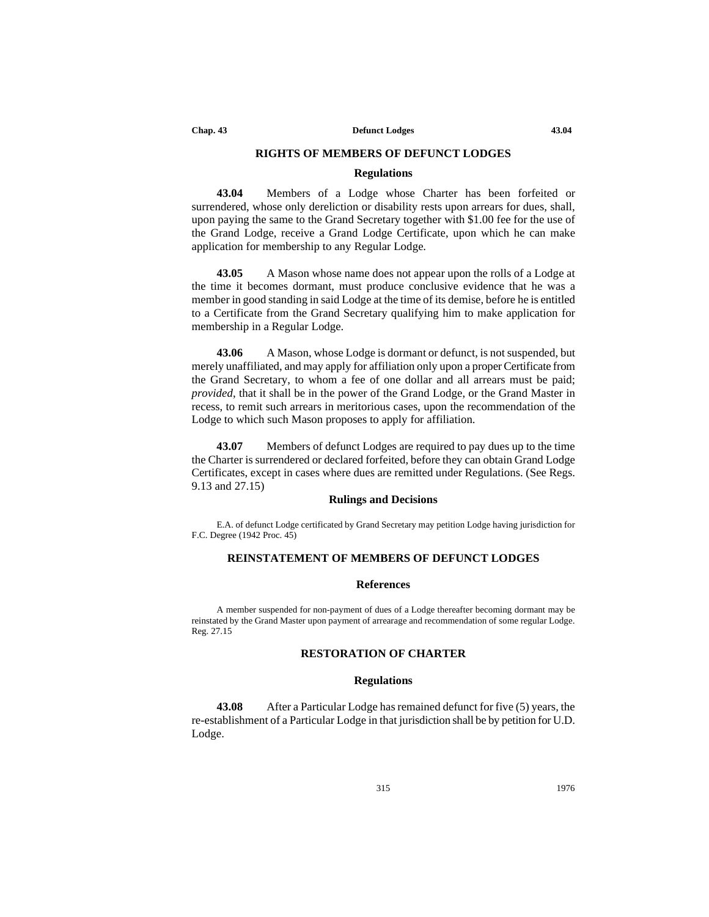## RIGHTS OF MEMBERS OF DEFUNCT LODGES

### Regulations

**43.04** Members of a Lodge whose Charter has been forfeited or surrendered, whose only dereliction or disability rests upon arrears for dues, shall, upon paying the same to the Grand Secretary together with $1.00 fee for the use of the Grand Lodge, receive a Grand Lodge Certificate, upon which he can make application for membership to any Regular Lodge.

**43.05** A Mason whose name does not appear upon the rolls of a Lodge at the time it becomes dormant, must produce conclusive evidence that he was a member in good standing in said Lodge at the time of its demise, before he is entitled to a Certificate from the Grand Secretary qualifying him to make application for membership in a Regular Lodge.

**43.06** A Mason, whose Lodge is dormant or defunct, is not suspended, but merely unaffiliated, and may apply for affiliation only upon a proper Certificate from the Grand Secretary, to whom a fee of one dollar and all arrears must be paid; *provided*, that it shall be in the power of the Grand Lodge, or the Grand Master in recess, to remit such arrears in meritorious cases, upon the recommendation of the Lodge to which such Mason proposes to apply for affiliation.

**43.07** Members of defunct Lodges are required to pay dues up to the time the Charter is surrendered or declared forfeited, before they can obtain Grand Lodge Certificates, except in cases where dues are remitted under Regulations. (See Regs. 9.13 and 27.15)

### Rulings and Decisions

E.A. of defunct Lodge certificated by Grand Secretary may petition Lodge having jurisdiction for F.C. Degree (1942 Proc. 45)

## REINSTATEMENT OF MEMBERS OF DEFUNCT LODGES

### References

A member suspended for non-payment of dues of a Lodge thereafter becoming dormant may be reinstated by the Grand Master upon payment of arrearage and recommendation of some regular Lodge. Reg. 27.15

## RESTORATION OF CHARTER

### Regulations

**43.08** After a Particular Lodge has remained defunct for five (5) years, the re-establishment of a Particular Lodge in that jurisdiction shall be by petition for U.D. Lodge.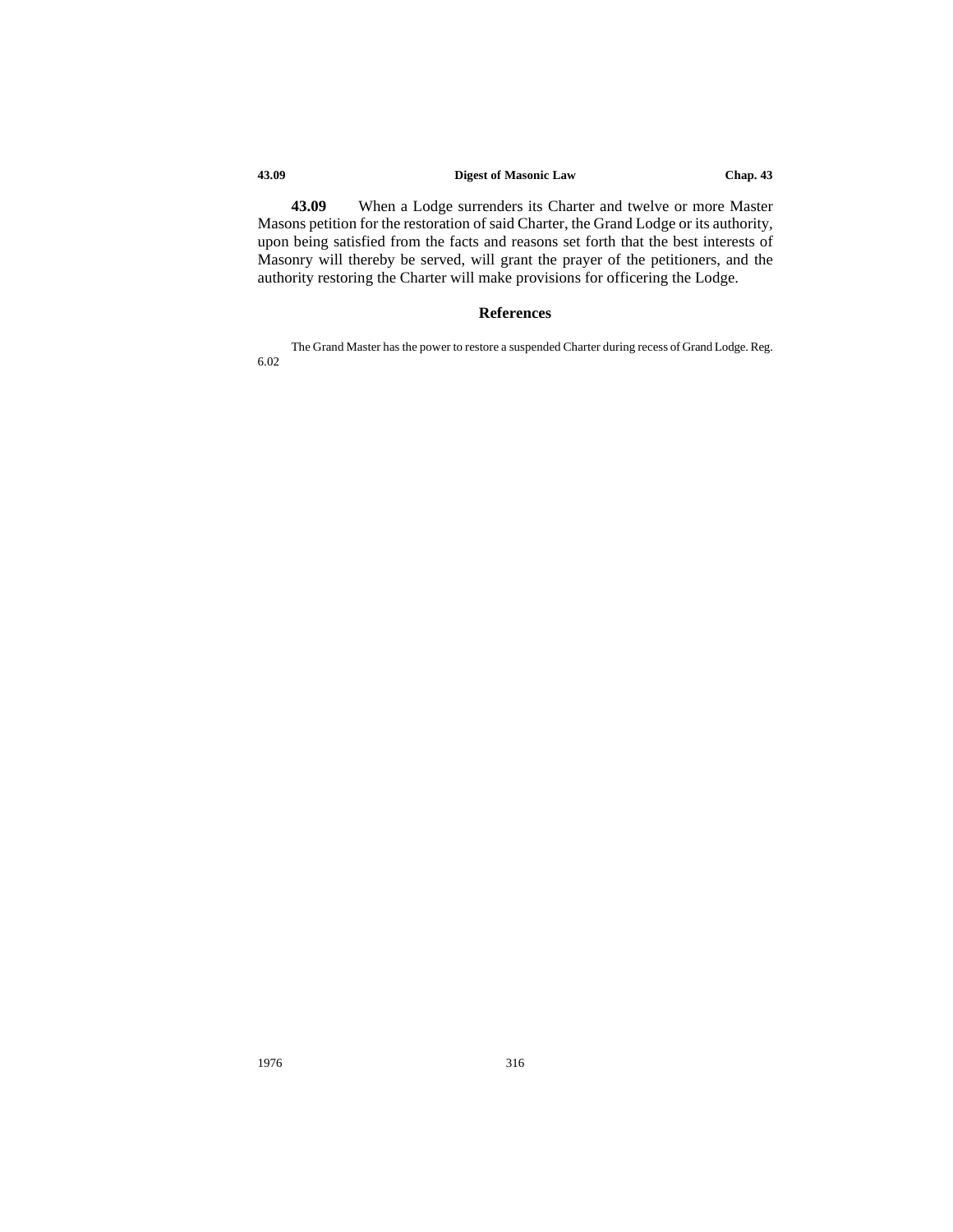**43.09** When a Lodge surrenders its Charter and twelve or more Master Masons petition for the restoration of said Charter, the Grand Lodge or its authority, upon being satisfied from the facts and reasons set forth that the best interests of Masonry will thereby be served, will grant the prayer of the petitioners, and the authority restoring the Charter will make provisions for officering the Lodge.

### References

The Grand Master has the power to restore a suspended Charter during recess of Grand Lodge. Reg. 6.02